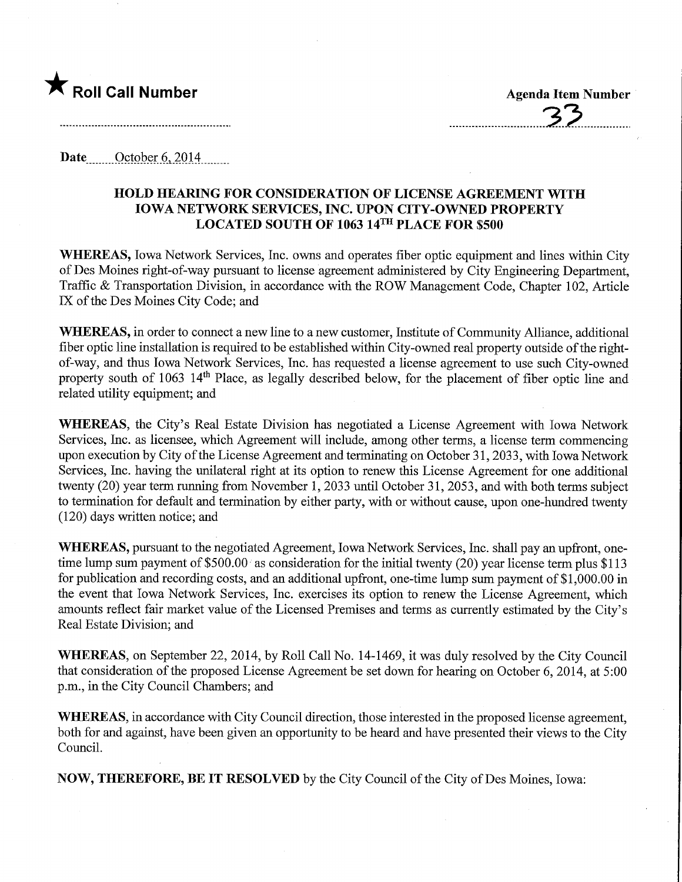★ **Roll Call Number**

**Agenda Item Number**

33

**Date** October 6, 2014

## HOLD HEARING FOR CONSIDERATION OF LICENSE AGREEMENT WITH IOWA NETWORK SERVICES, INC. UPON CITY-OWNED PROPERTY LOCATED SOUTH OF 1063 14TH PLACE FOR $500

**WHEREAS,** Iowa Network Services, Inc. owns and operates fiber optic equipment and lines within City of Des Moines right-of-way pursuant to license agreement administered by City Engineering Department, Traffic & Transportation Division, in accordance with the ROW Management Code, Chapter 102, Article IX of the Des Moines City Code; and

**WHEREAS,** in order to connect a new line to a new customer, Institute of Community Alliance, additional fiber optic line installation is required to be established within City-owned real property outside of the right-of-way, and thus Iowa Network Services, Inc. has requested a license agreement to use such City-owned property south of 1063 14th Place, as legally described below, for the placement of fiber optic line and related utility equipment; and

**WHEREAS,** the City's Real Estate Division has negotiated a License Agreement with Iowa Network Services, Inc. as licensee, which Agreement will include, among other terms, a license term commencing upon execution by City of the License Agreement and terminating on October 31, 2033, with Iowa Network Services, Inc. having the unilateral right at its option to renew this License Agreement for one additional twenty (20) year term running from November 1, 2033 until October 31, 2053, and with both terms subject to termination for default and termination by either party, with or without cause, upon one-hundred twenty (120) days written notice; and

**WHEREAS,** pursuant to the negotiated Agreement, Iowa Network Services, Inc. shall pay an upfront, one-time lump sum payment of $500.00 as consideration for the initial twenty (20) year license term plus $113 for publication and recording costs, and an additional upfront, one-time lump sum payment of $1,000.00 in the event that Iowa Network Services, Inc. exercises its option to renew the License Agreement, which amounts reflect fair market value of the Licensed Premises and terms as currently estimated by the City's Real Estate Division; and

**WHEREAS,** on September 22, 2014, by Roll Call No. 14-1469, it was duly resolved by the City Council that consideration of the proposed License Agreement be set down for hearing on October 6, 2014, at 5:00 p.m., in the City Council Chambers; and

**WHEREAS,** in accordance with City Council direction, those interested in the proposed license agreement, both for and against, have been given an opportunity to be heard and have presented their views to the City Council.

**NOW, THEREFORE, BE IT RESOLVED** by the City Council of the City of Des Moines, Iowa: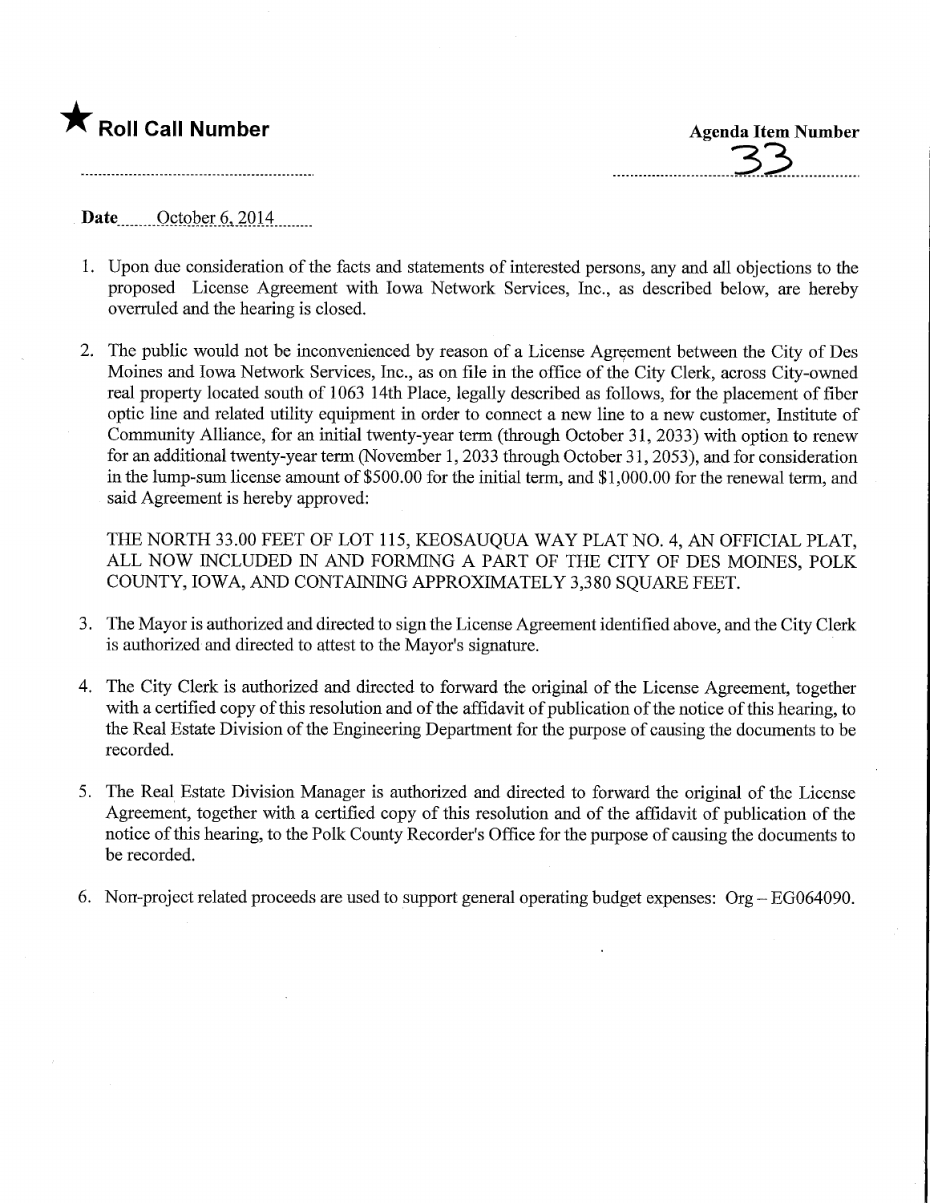★ **Roll Call Number**

**Agenda Item Number**
33

**Date** October 6, 2014

1. Upon due consideration of the facts and statements of interested persons, any and all objections to the proposed License Agreement with Iowa Network Services, Inc., as described below, are hereby overruled and the hearing is closed.

2. The public would not be inconvenienced by reason of a License Agreement between the City of Des Moines and Iowa Network Services, Inc., as on file in the office of the City Clerk, across City-owned real property located south of 1063 14th Place, legally described as follows, for the placement of fiber optic line and related utility equipment in order to connect a new line to a new customer, Institute of Community Alliance, for an initial twenty-year term (through October 31, 2033) with option to renew for an additional twenty-year term (November 1, 2033 through October 31, 2053), and for consideration in the lump-sum license amount of $500.00 for the initial term, and $1,000.00 for the renewal term, and said Agreement is hereby approved:

   THE NORTH 33.00 FEET OF LOT 115, KEOSAUQUA WAY PLAT NO. 4, AN OFFICIAL PLAT, ALL NOW INCLUDED IN AND FORMING A PART OF THE CITY OF DES MOINES, POLK COUNTY, IOWA, AND CONTAINING APPROXIMATELY 3,380 SQUARE FEET.

3. The Mayor is authorized and directed to sign the License Agreement identified above, and the City Clerk is authorized and directed to attest to the Mayor's signature.

4. The City Clerk is authorized and directed to forward the original of the License Agreement, together with a certified copy of this resolution and of the affidavit of publication of the notice of this hearing, to the Real Estate Division of the Engineering Department for the purpose of causing the documents to be recorded.

5. The Real Estate Division Manager is authorized and directed to forward the original of the License Agreement, together with a certified copy of this resolution and of the affidavit of publication of the notice of this hearing, to the Polk County Recorder's Office for the purpose of causing the documents to be recorded.

6. Non-project related proceeds are used to support general operating budget expenses: Org – EG064090.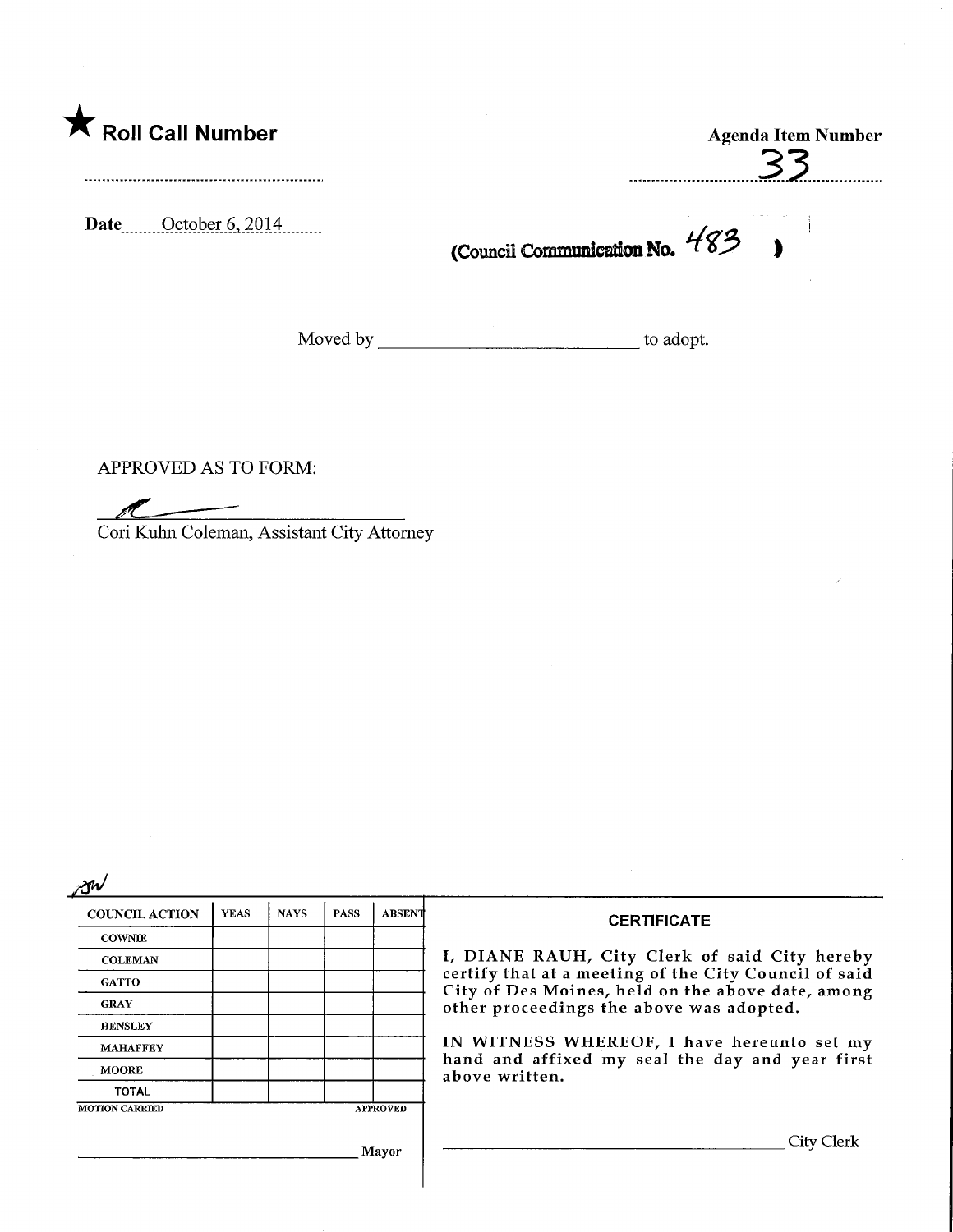★ **Roll Call Number**

**Agenda Item Number**

33

**Date** October 6, 2014

**(Council Communication No.** 483 **)**

Moved by ______________________ to adopt.

APPROVED AS TO FORM:

Cori Kuhn Coleman, Assistant City Attorney

| COUNCIL ACTION | YEAS | NAYS | PASS | ABSENT |
|---|---|---|---|---|
| COWNIE | | | | |
| COLEMAN | | | | |
| GATTO | | | | |
| GRAY | | | | |
| HENSLEY | | | | |
| MAHAFFEY | | | | |
| MOORE | | | | |
| TOTAL | | | | |
| MOTION CARRIED | | | | APPROVED |

______________________ Mayor

**CERTIFICATE**

I, DIANE RAUH, City Clerk of said City hereby certify that at a meeting of the City Council of said City of Des Moines, held on the above date, among other proceedings the above was adopted.

IN WITNESS WHEREOF, I have hereunto set my hand and affixed my seal the day and year first above written.

______________________ City Clerk